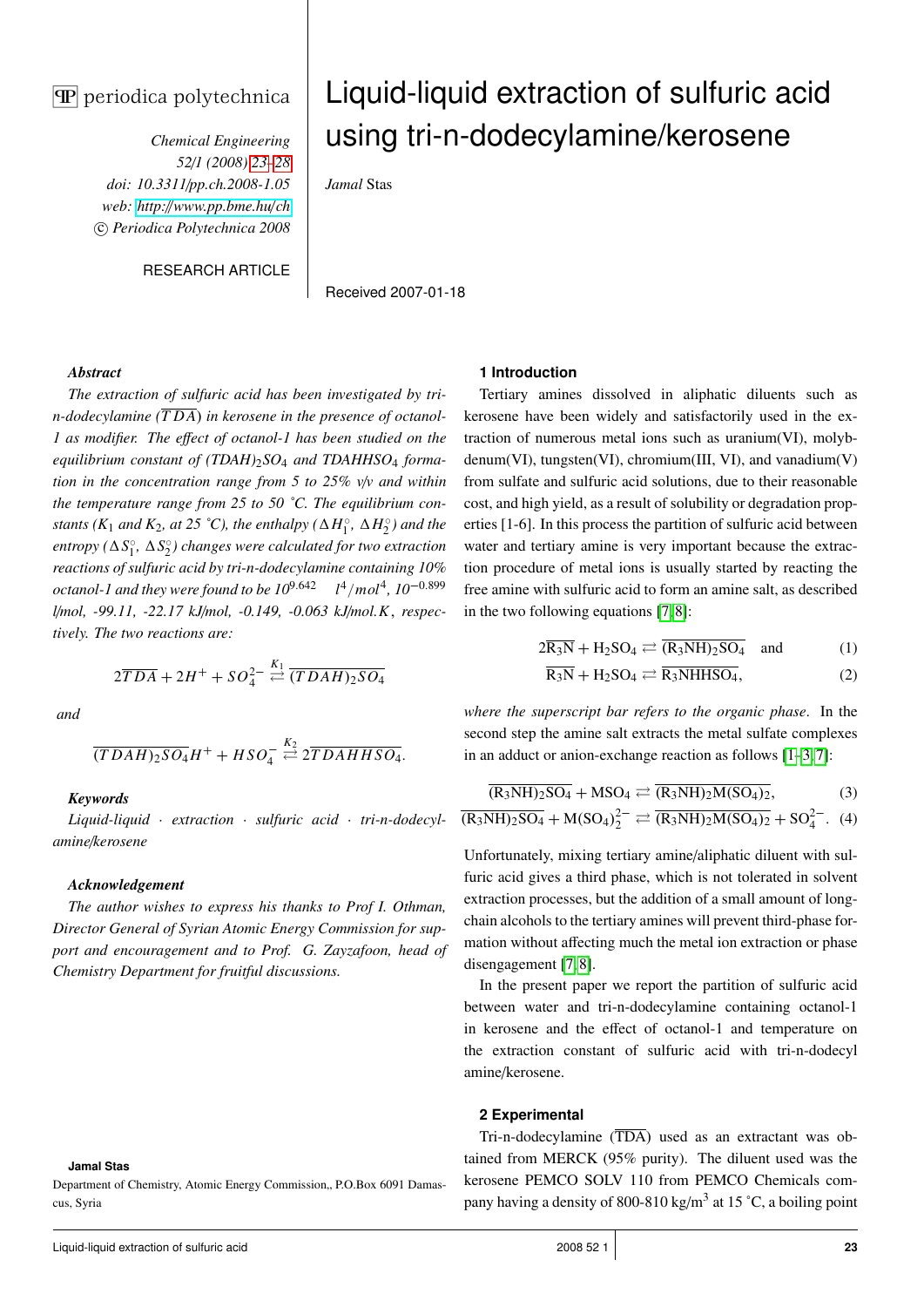periodica polytechnica

*Chemical Engineering*
*52/1 (2008) 23–28*
*doi: 10.3311/pp.ch.2008-1.05*
*web: http://www.pp.bme.hu/ch*
*© Periodica Polytechnica 2008*

RESEARCH ARTICLE

# Liquid-liquid extraction of sulfuric acid using tri-n-dodecylamine/kerosene

*Jamal* Stas

Received 2007-01-18

### *Abstract*

*The extraction of sulfuric acid has been investigated by tri-n-dodecylamine ($\overline{TDA}$) in kerosene in the presence of octanol-1 as modifier. The effect of octanol-1 has been studied on the equilibrium constant of $(TDAH)_2SO_4$ and $TDAHHSO_4$ formation in the concentration range from 5 to 25% v/v and within the temperature range from 25 to 50 °C. The equilibrium constants ($K_1$ and $K_2$, at 25 °C), the enthalpy ($\Delta H_1^\circ$, $\Delta H_2^\circ$) and the entropy ($\Delta S_1^\circ$, $\Delta S_2^\circ$) changes were calculated for two extraction reactions of sulfuric acid by tri-n-dodecylamine containing 10% octanol-1 and they were found to be $10^{9.642}$ $l^4/mol^4$, $10^{-0.899}$ l/mol, -99.11, -22.17 kJ/mol, -0.149, -0.063 kJ/mol.K, respectively. The two reactions are:*

$$2\overline{TDA} + 2H^+ + SO_4^{2-} \overset{K_1}{\rightleftarrows} \overline{(TDAH)_2SO_4}$$

*and*

$$\overline{(TDAH)_2SO_4}H^+ + HSO_4^- \overset{K_2}{\rightleftarrows} 2\overline{TDAHHSO_4}.$$

### *Keywords*

*Liquid-liquid · extraction · sulfuric acid · tri-n-dodecylamine/kerosene*

### *Acknowledgement*

*The author wishes to express his thanks to Prof I. Othman, Director General of Syrian Atomic Energy Commission for support and encouragement and to Prof. G. Zayzafoon, head of Chemistry Department for fruitful discussions.*

**Jamal Stas**

Department of Chemistry, Atomic Energy Commission,, P.O.Box 6091 Damascus, Syria

## 1 Introduction

Tertiary amines dissolved in aliphatic diluents such as kerosene have been widely and satisfactorily used in the extraction of numerous metal ions such as uranium(VI), molybdenum(VI), tungsten(VI), chromium(III, VI), and vanadium(V) from sulfate and sulfuric acid solutions, due to their reasonable cost, and high yield, as a result of solubility or degradation properties [1-6]. In this process the partition of sulfuric acid between water and tertiary amine is very important because the extraction procedure of metal ions is usually started by reacting the free amine with sulfuric acid to form an amine salt, as described in the two following equations [7, 8]:

$$2\overline{R_3N} + H_2SO_4 \rightleftarrows \overline{(R_3NH)_2SO_4} \quad \text{and} \tag{1}$$

$$\overline{R_3N} + H_2SO_4 \rightleftarrows \overline{R_3NHHSO_4}, \tag{2}$$

*where the superscript bar refers to the organic phase*. In the second step the amine salt extracts the metal sulfate complexes in an adduct or anion-exchange reaction as follows [1–3, 7]:

$$\overline{(R_3NH)_2SO_4} + MSO_4 \rightleftarrows \overline{(R_3NH)_2M(SO_4)_2}, \tag{3}$$

$$\overline{(R_3NH)_2SO_4} + M(SO_4)_2^{2-} \rightleftarrows \overline{(R_3NH)_2M(SO_4)_2} + SO_4^{2-}. \tag{4}$$

Unfortunately, mixing tertiary amine/aliphatic diluent with sulfuric acid gives a third phase, which is not tolerated in solvent extraction processes, but the addition of a small amount of long-chain alcohols to the tertiary amines will prevent third-phase formation without affecting much the metal ion extraction or phase disengagement [7, 8].

In the present paper we report the partition of sulfuric acid between water and tri-n-dodecylamine containing octanol-1 in kerosene and the effect of octanol-1 and temperature on the extraction constant of sulfuric acid with tri-n-dodecyl amine/kerosene.

## 2 Experimental

Tri-n-dodecylamine ($\overline{TDA}$) used as an extractant was obtained from MERCK (95% purity). The diluent used was the kerosene PEMCO SOLV 110 from PEMCO Chemicals company having a density of 800-810 kg/m$^3$ at 15 °C, a boiling point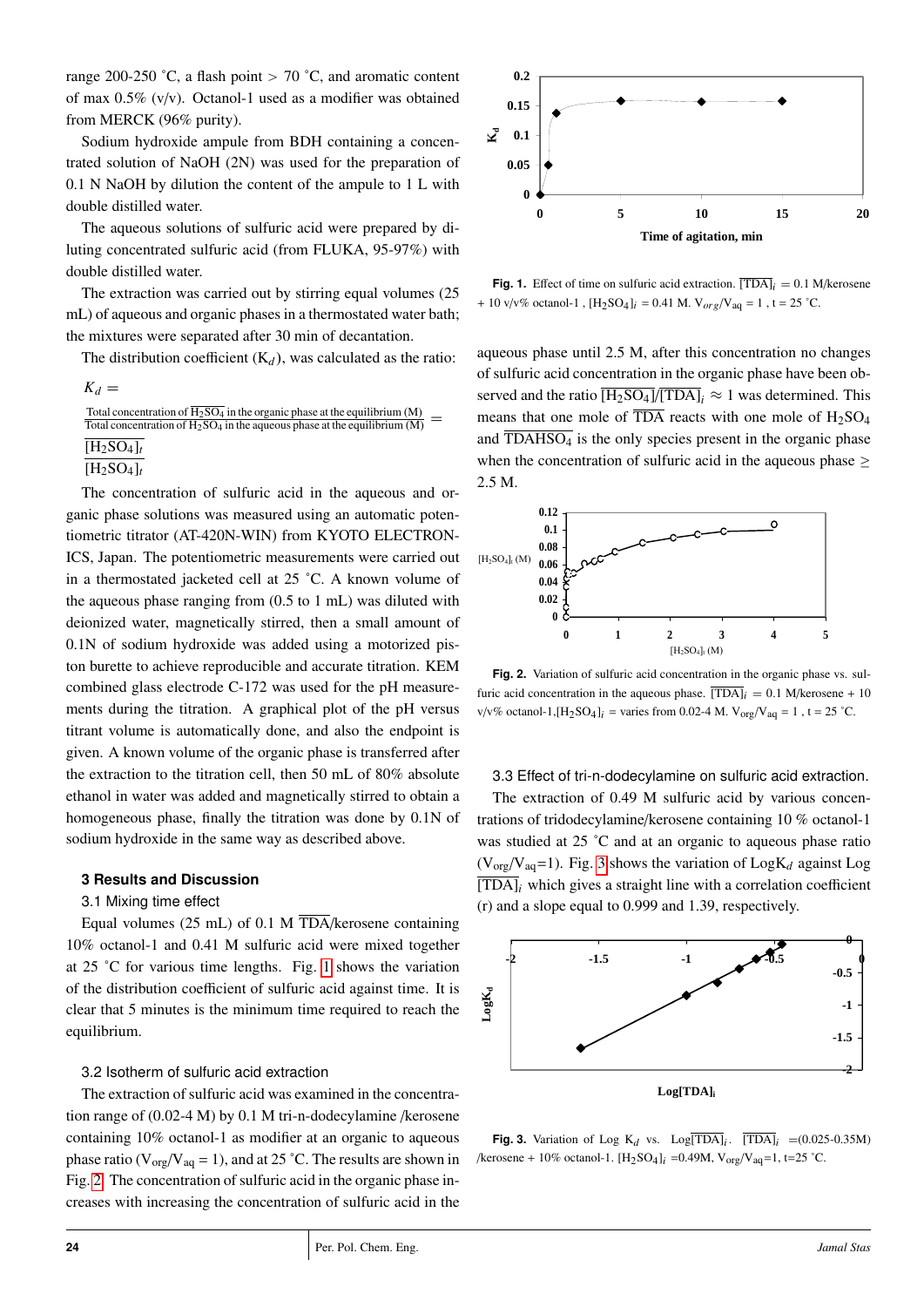range 200-250 ˚C, a flash point > 70 ˚C, and aromatic content of max 0.5% (v/v). Octanol-1 used as a modifier was obtained from MERCK (96% purity).

Sodium hydroxide ampule from BDH containing a concentrated solution of NaOH (2N) was used for the preparation of 0.1 N NaOH by dilution the content of the ampule to 1 L with double distilled water.

The aqueous solutions of sulfuric acid were prepared by diluting concentrated sulfuric acid (from FLUKA, 95-97%) with double distilled water.

The extraction was carried out by stirring equal volumes (25 mL) of aqueous and organic phases in a thermostated water bath; the mixtures were separated after 30 min of decantation.

The distribution coefficient ($K_d$), was calculated as the ratio:

$$K_d = \frac{\text{Total concentration of } \overline{H_2SO_4} \text{ in the organic phase at the equilibrium (M)}}{\text{Total concentration of } H_2SO_4 \text{ in the aqueous phase at the equilibrium (M)}} = \frac{\overline{[H_2SO_4]}_t}{[H_2SO_4]_t}$$

The concentration of sulfuric acid in the aqueous and organic phase solutions was measured using an automatic potentiometric titrator (AT-420N-WIN) from KYOTO ELECTRONICS, Japan. The potentiometric measurements were carried out in a thermostated jacketed cell at 25 ˚C. A known volume of the aqueous phase ranging from (0.5 to 1 mL) was diluted with deionized water, magnetically stirred, then a small amount of 0.1N of sodium hydroxide was added using a motorized piston burette to achieve reproducible and accurate titration. KEM combined glass electrode C-172 was used for the pH measurements during the titration. A graphical plot of the pH versus titrant volume is automatically done, and also the endpoint is given. A known volume of the organic phase is transferred after the extraction to the titration cell, then 50 mL of 80% absolute ethanol in water was added and magnetically stirred to obtain a homogeneous phase, finally the titration was done by 0.1N of sodium hydroxide in the same way as described above.

## 3 Results and Discussion

### 3.1 Mixing time effect

Equal volumes (25 mL) of 0.1 M $\overline{TDA}$/kerosene containing 10% octanol-1 and 0.41 M sulfuric acid were mixed together at 25 ˚C for various time lengths. Fig. 1 shows the variation of the distribution coefficient of sulfuric acid against time. It is clear that 5 minutes is the minimum time required to reach the equilibrium.

### 3.2 Isotherm of sulfuric acid extraction

The extraction of sulfuric acid was examined in the concentration range of (0.02-4 M) by 0.1 M tri-n-dodecylamine /kerosene containing 10% octanol-1 as modifier at an organic to aqueous phase ratio ($V_{org}/V_{aq} = 1$), and at 25 ˚C. The results are shown in Fig. 2. The concentration of sulfuric acid in the organic phase increases with increasing the concentration of sulfuric acid in the aqueous phase until 2.5 M, after this concentration no changes of sulfuric acid concentration in the organic phase have been observed and the ratio $\overline{[H_2SO_4]}/\overline{[TDA]}_i \approx 1$ was determined. This means that one mole of $\overline{TDA}$ reacts with one mole of $H_2SO_4$ and $\overline{TDAHSO_4}$ is the only species present in the organic phase when the concentration of sulfuric acid in the aqueous phase ≥ 2.5 M.

**Fig. 1.** Effect of time on sulfuric acid extraction. $\overline{[TDA]}_i = 0.1$ M/kerosene + 10 v/v% octanol-1 , $[H_2SO_4]_i = 0.41$ M. $V_{org}/V_{aq} = 1$ , t = 25 ˚C.

**Fig. 2.** Variation of sulfuric acid concentration in the organic phase vs. sulfuric acid concentration in the aqueous phase. $\overline{[TDA]}_i = 0.1$ M/kerosene + 10 v/v% octanol-1,$[H_2SO_4]_i$ = varies from 0.02-4 M. $V_{org}/V_{aq} = 1$ , t = 25 ˚C.

### 3.3 Effect of tri-n-dodecylamine on sulfuric acid extraction.

The extraction of 0.49 M sulfuric acid by various concentrations of tridodecylamine/kerosene containing 10 % octanol-1 was studied at 25 ˚C and at an organic to aqueous phase ratio ($V_{org}/V_{aq}$=1). Fig. 3 shows the variation of Log$K_d$ against Log $\overline{[TDA]}_i$ which gives a straight line with a correlation coefficient (r) and a slope equal to 0.999 and 1.39, respectively.

**Fig. 3.** Variation of Log $K_d$ vs. Log$\overline{[TDA]}_i$. $\overline{[TDA]}_i$ =(0.025-0.35M) /kerosene + 10% octanol-1. $[H_2SO_4]_i$ =0.49M, $V_{org}/V_{aq}$=1, t=25 ˚C.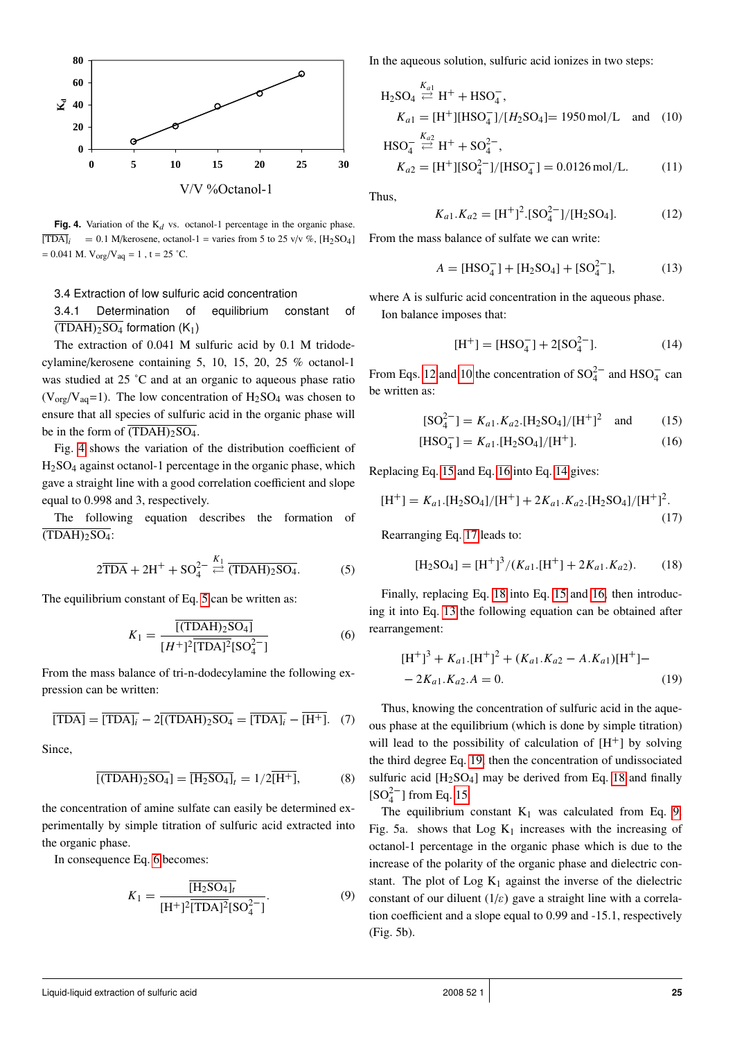**Fig. 4.** Variation of the $K_d$ vs. octanol-1 percentage in the organic phase. $\overline{[TDA]}_i$ = 0.1 M/kerosene, octanol-1 = varies from 5 to 25 v/v %, $[H_2SO_4]$ = 0.041 M. $V_{org}/V_{aq}$ = 1 , t = 25 °C.

### 3.4 Extraction of low sulfuric acid concentration

#### 3.4.1 Determination of equilibrium constant of $\overline{(TDAH)_2SO_4}$ formation ($K_1$)

The extraction of 0.041 M sulfuric acid by 0.1 M tridodecylamine/kerosene containing 5, 10, 15, 20, 25 % octanol-1 was studied at 25 °C and at an organic to aqueous phase ratio ($V_{org}/V_{aq}$=1). The low concentration of $H_2SO_4$ was chosen to ensure that all species of sulfuric acid in the organic phase will be in the form of $\overline{(TDAH)_2SO_4}$.

Fig. 4 shows the variation of the distribution coefficient of $H_2SO_4$ against octanol-1 percentage in the organic phase, which gave a straight line with a good correlation coefficient and slope equal to 0.998 and 3, respectively.

The following equation describes the formation of $\overline{(TDAH)_2SO_4}$:

$$2\overline{TDA} + 2H^+ + SO_4^{2-} \overset{K_1}{\rightleftarrows} \overline{(TDAH)_2SO_4}. \quad (5)$$

The equilibrium constant of Eq. 5 can be written as:

$$K_1 = \frac{\overline{[(TDAH)_2SO_4]}}{[H^+]^2\overline{[TDA]}^2[SO_4^{2-}]} \quad (6)$$

From the mass balance of tri-n-dodecylamine the following expression can be written:

$$\overline{[TDA]} = \overline{[TDA]}_i - 2\overline{[(TDAH)_2SO_4]} = \overline{[TDA]}_i - \overline{[H^+]}. \quad (7)$$

Since,

$$\overline{[(TDAH)_2SO_4]} = \overline{[H_2SO_4]}_t = 1/2\overline{[H^+]}, \quad (8)$$

the concentration of amine sulfate can easily be determined experimentally by simple titration of sulfuric acid extracted into the organic phase.

In consequence Eq. 6 becomes:

$$K_1 = \frac{\overline{[H_2SO_4]}_t}{[H^+]^2\overline{[TDA]}^2[SO_4^{2-}]}. \quad (9)$$

In the aqueous solution, sulfuric acid ionizes in two steps:

$$H_2SO_4 \overset{K_{a1}}{\rightleftarrows} H^+ + HSO_4^-,$$
$$K_{a1} = [H^+][HSO_4^-]/[H_2SO_4] = 1950\,\text{mol/L} \quad \text{and} \quad (10)$$
$$HSO_4^- \overset{K_{a2}}{\rightleftarrows} H^+ + SO_4^{2-},$$
$$K_{a2} = [H^+][SO_4^{2-}]/[HSO_4^-] = 0.0126\,\text{mol/L}. \quad (11)$$

Thus,

$$K_{a1}.K_{a2} = [H^+]^2.[SO_4^{2-}]/[H_2SO_4]. \quad (12)$$

From the mass balance of sulfate we can write:

$$A = [HSO_4^-] + [H_2SO_4] + [SO_4^{2-}], \quad (13)$$

where A is sulfuric acid concentration in the aqueous phase.

Ion balance imposes that:

$$[H^+] = [HSO_4^-] + 2[SO_4^{2-}]. \quad (14)$$

From Eqs. 12 and 10 the concentration of $SO_4^{2-}$ and $HSO_4^-$ can be written as:

$$[SO_4^{2-}] = K_{a1}.K_{a2}.[H_2SO_4]/[H^+]^2 \quad \text{and} \quad (15)$$
$$[HSO_4^-] = K_{a1}.[H_2SO_4]/[H^+]. \quad (16)$$

Replacing Eq. 15 and Eq. 16 into Eq. 14 gives:

$$[H^+] = K_{a1}.[H_2SO_4]/[H^+] + 2K_{a1}.K_{a2}.[H_2SO_4]/[H^+]^2. \quad (17)$$

Rearranging Eq. 17 leads to:

$$[H_2SO_4] = [H^+]^3/(K_{a1}.[H^+] + 2K_{a1}.K_{a2}). \quad (18)$$

Finally, replacing Eq. 18 into Eq. 15 and 16, then introducing it into Eq. 13 the following equation can be obtained after rearrangement:

$$[H^+]^3 + K_{a1}.[H^+]^2 + (K_{a1}.K_{a2} - A.K_{a1})[H^+] - 2K_{a1}.K_{a2}.A = 0. \quad (19)$$

Thus, knowing the concentration of sulfuric acid in the aqueous phase at the equilibrium (which is done by simple titration) will lead to the possibility of calculation of $[H^+]$ by solving the third degree Eq. 19, then the concentration of undissociated sulfuric acid $[H_2SO_4]$ may be derived from Eq. 18 and finally $[SO_4^{2-}]$ from Eq. 15.

The equilibrium constant $K_1$ was calculated from Eq. 9. Fig. 5a. shows that Log $K_1$ increases with the increasing of octanol-1 percentage in the organic phase which is due to the increase of the polarity of the organic phase and dielectric constant. The plot of Log $K_1$ against the inverse of the dielectric constant of our diluent ($1/\varepsilon$) gave a straight line with a correlation coefficient and a slope equal to 0.99 and -15.1, respectively (Fig. 5b).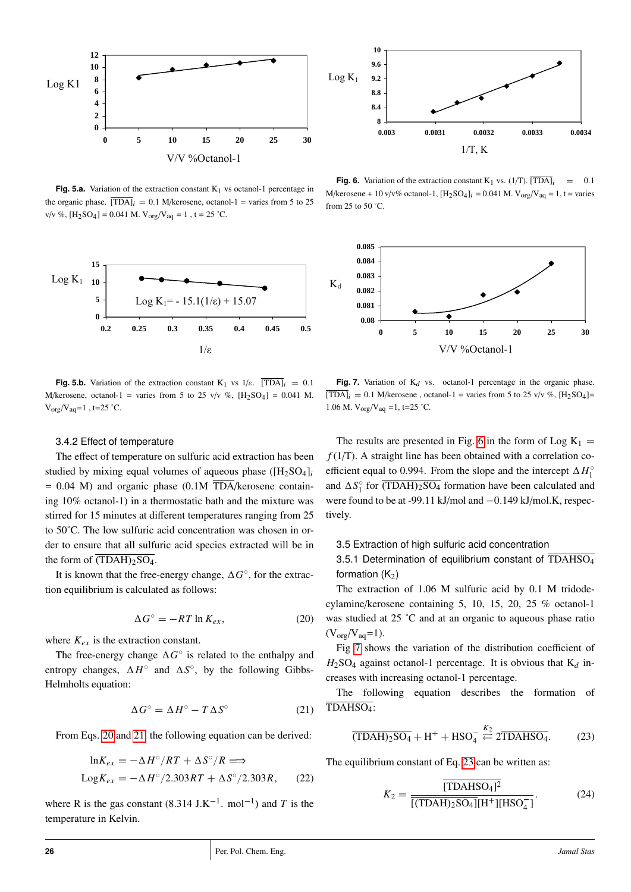**Fig. 5.a.** Variation of the extraction constant $K_1$ vs octanol-1 percentage in the organic phase. $\overline{[TDA]}_i$ = 0.1 M/kerosene, octanol-1 = varies from 5 to 25 v/v %, $[H_2SO_4]$ = 0.041 M. $V_{org}/V_{aq}$ = 1 , t = 25 ˚C.

**Fig. 6.** Variation of the extraction constant $K_1$ vs. (1/T). $\overline{[TDA]}_i$ = 0.1 M/kerosene + 10 v/v% octanol-1, $[H_2SO_4]_i$ = 0.041 M. $V_{org}/V_{aq}$ = 1, t = varies from 25 to 50 ˚C.

**Fig. 5.b.** Variation of the extraction constant $K_1$ vs 1/ε. $\overline{[TDA]}_i$ = 0.1 M/kerosene, octanol-1 = varies from 5 to 25 v/v %, $[H_2SO_4]$ = 0.041 M. $V_{org}/V_{aq}$=1 , t=25 ˚C.

**Fig. 7.** Variation of $K_d$ vs. octanol-1 percentage in the organic phase. $\overline{[TDA]}_i$ = 0.1 M/kerosene , octanol-1 = varies from 5 to 25 v/v %, $[H_2SO_4]$= 1.06 M. $V_{org}/V_{aq}$ =1, t=25 ˚C.

### 3.4.2 Effect of temperature

The effect of temperature on sulfuric acid extraction has been studied by mixing equal volumes of aqueous phase ($[H_2SO_4]_i$ = 0.04 M) and organic phase (0.1M $\overline{TDA}$/kerosene containing 10% octanol-1) in a thermostatic bath and the mixture was stirred for 15 minutes at different temperatures ranging from 25 to 50˚C. The low sulfuric acid concentration was chosen in order to ensure that all sulfuric acid species extracted will be in the form of $\overline{(TDAH)_2SO_4}$.

It is known that the free-energy change, $\Delta G^\circ$, for the extraction equilibrium is calculated as follows:

$$\Delta G^\circ = -RT \ln K_{ex}, \tag{20}$$

where $K_{ex}$ is the extraction constant.

The free-energy change $\Delta G^\circ$ is related to the enthalpy and entropy changes, $\Delta H^\circ$ and $\Delta S^\circ$, by the following Gibbs-Helmholts equation:

$$\Delta G^\circ = \Delta H^\circ - T\Delta S^\circ \tag{21}$$

From Eqs. 20 and 21 the following equation can be derived:

$$\begin{aligned} \ln K_{ex} &= -\Delta H^\circ/RT + \Delta S^\circ/R \Longrightarrow \\ \operatorname{Log} K_{ex} &= -\Delta H^\circ/2.303RT + \Delta S^\circ/2.303R, \end{aligned} \tag{22}$$

where R is the gas constant (8.314 J.K$^{-1}$. mol$^{-1}$) and $T$ is the temperature in Kelvin.

The results are presented in Fig. 6 in the form of Log $K_1$ = $f$(1/T). A straight line has been obtained with a correlation coefficient equal to 0.994. From the slope and the intercept $\Delta H_1^\circ$ and $\Delta S_1^\circ$ for $\overline{(TDAH)_2SO_4}$ formation have been calculated and were found to be at -99.11 kJ/mol and −0.149 kJ/mol.K, respectively.

## 3.5 Extraction of high sulfuric acid concentration

### 3.5.1 Determination of equilibrium constant of $\overline{TDAHSO_4}$ formation ($K_2$)

The extraction of 1.06 M sulfuric acid by 0.1 M tridodecylamine/kerosene containing 5, 10, 15, 20, 25 % octanol-1 was studied at 25 ˚C and at an organic to aqueous phase ratio ($V_{org}/V_{aq}$=1).

Fig 7 shows the variation of the distribution coefficient of $H_2SO_4$ against octanol-1 percentage. It is obvious that $K_d$ increases with increasing octanol-1 percentage.

The following equation describes the formation of $\overline{TDAHSO_4}$:

$$\overline{(TDAH)_2SO_4} + H^+ + HSO_4^- \overset{K_2}{\rightleftarrows} 2\overline{TDAHSO_4}. \tag{23}$$

The equilibrium constant of Eq. 23 can be written as:

$$K_2 = \frac{\overline{[TDAHSO_4]}^2}{\overline{[(TDAH)_2SO_4]}[H^+][HSO_4^-]}. \tag{24}$$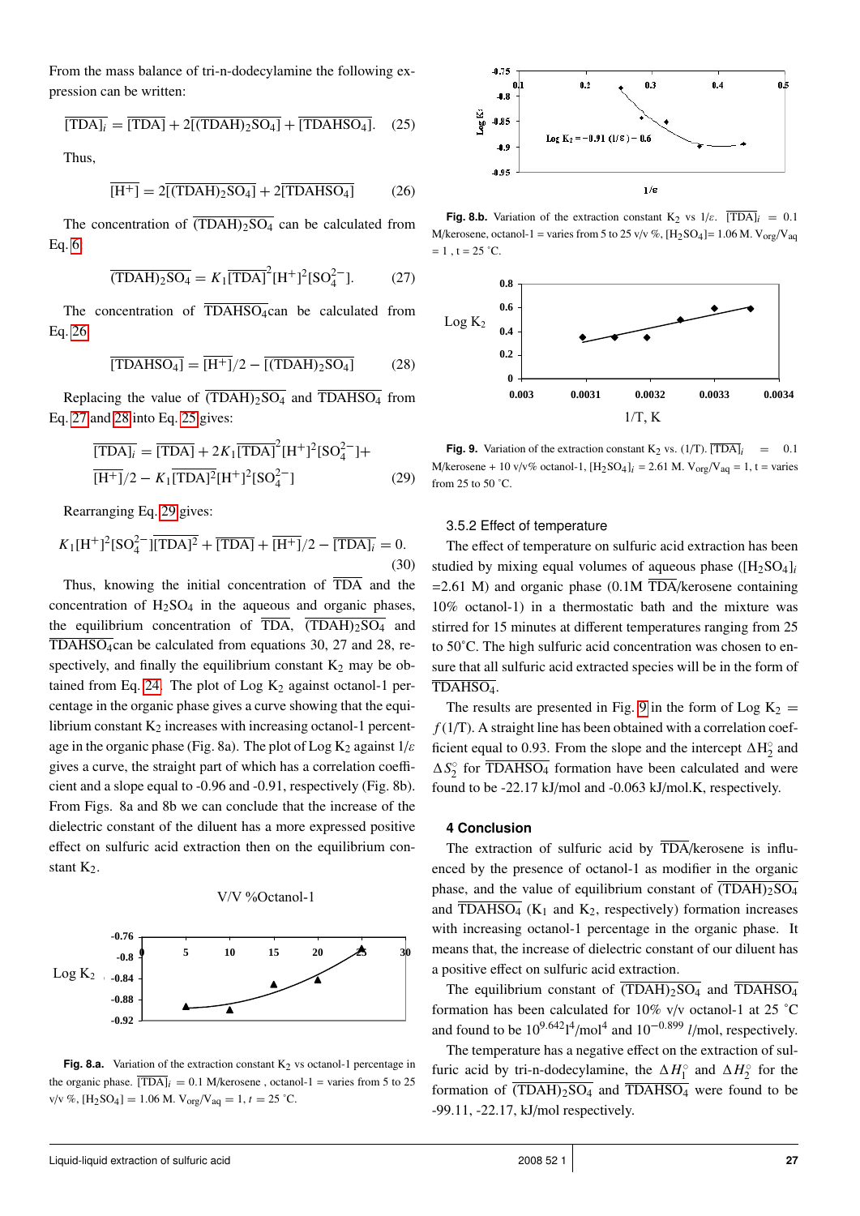From the mass balance of tri-n-dodecylamine the following expression can be written:

$$\overline{[\text{TDA}]}_i = \overline{[\text{TDA}]} + 2\overline{[(\text{TDAH})_2\text{SO}_4]} + \overline{[\text{TDAHSO}_4]}. \quad (25)$$

Thus,

$$\overline{[\text{H}^+]} = 2\overline{[(\text{TDAH})_2\text{SO}_4]} + 2\overline{[\text{TDAHSO}_4]} \quad (26)$$

The concentration of $\overline{(\text{TDAH})_2\text{SO}_4}$ can be calculated from Eq. 6

$$\overline{(\text{TDAH})_2\text{SO}_4} = K_1\overline{[\text{TDA}]}^2[\text{H}^+]^2[\text{SO}_4^{2-}]. \quad (27)$$

The concentration of $\overline{\text{TDAHSO}_4}$ can be calculated from Eq. 26

$$\overline{[\text{TDAHSO}_4]} = \overline{[\text{H}^+]}/2 - \overline{[(\text{TDAH})_2\text{SO}_4]} \quad (28)$$

Replacing the value of $\overline{(\text{TDAH})_2\text{SO}_4}$ and $\overline{\text{TDAHSO}_4}$ from Eq. 27 and 28 into Eq. 25 gives:

$$\overline{[\text{TDA}]}_i = \overline{[\text{TDA}]} + 2K_1\overline{[\text{TDA}]}^2[\text{H}^+]^2[\text{SO}_4^{2-}] + \overline{[\text{H}^+]}/2 - K_1\overline{[\text{TDA}]}^2[\text{H}^+]^2[\text{SO}_4^{2-}] \quad (29)$$

Rearranging Eq. 29 gives:

$$K_1[\text{H}^+]^2[\text{SO}_4^{2-}]\overline{[\text{TDA}]}^2 + \overline{[\text{TDA}]} + \overline{[\text{H}^+]}/2 - \overline{[\text{TDA}]}_i = 0. \quad (30)$$

Thus, knowing the initial concentration of $\overline{\text{TDA}}$ and the concentration of $H_2SO_4$ in the aqueous and organic phases, the equilibrium concentration of $\overline{\text{TDA}}$, $\overline{(\text{TDAH})_2\text{SO}_4}$ and $\overline{\text{TDAHSO}_4}$ can be calculated from equations 30, 27 and 28, respectively, and finally the equilibrium constant $K_2$ may be obtained from Eq. 24. The plot of Log $K_2$ against octanol-1 percentage in the organic phase gives a curve showing that the equilibrium constant $K_2$ increases with increasing octanol-1 percentage in the organic phase (Fig. 8a). The plot of Log $K_2$ against $1/\varepsilon$ gives a curve, the straight part of which has a correlation coefficient and a slope equal to -0.96 and -0.91, respectively (Fig. 8b). From Figs. 8a and 8b we can conclude that the increase of the dielectric constant of the diluent has a more expressed positive effect on sulfuric acid extraction then on the equilibrium constant $K_2$.

**Fig. 8.a.** Variation of the extraction constant $K_2$ vs octanol-1 percentage in the organic phase. $\overline{[\text{TDA}]}_i$ = 0.1 M/kerosene , octanol-1 = varies from 5 to 25 v/v %, $[H_2SO_4]$ = 1.06 M. $V_{org}/V_{aq}$ = 1, $t$ = 25 ˚C.

**Fig. 8.b.** Variation of the extraction constant $K_2$ vs $1/\varepsilon$. $\overline{[\text{TDA}]}_i$ = 0.1 M/kerosene, octanol-1 = varies from 5 to 25 v/v %, $[H_2SO_4]$= 1.06 M. $V_{org}/V_{aq}$ = 1 , t = 25 ˚C.

**Fig. 9.** Variation of the extraction constant $K_2$ vs. (1/T). $\overline{[\text{TDA}]}_i$ = 0.1 M/kerosene + 10 v/v% octanol-1, $[H_2SO_4]_i$ = 2.61 M. $V_{org}/V_{aq}$ = 1, t = varies from 25 to 50 ˚C.

### 3.5.2 Effect of temperature

The effect of temperature on sulfuric acid extraction has been studied by mixing equal volumes of aqueous phase ($[H_2SO_4]_i$ =2.61 M) and organic phase (0.1M $\overline{\text{TDA}}$/kerosene containing 10% octanol-1) in a thermostatic bath and the mixture was stirred for 15 minutes at different temperatures ranging from 25 to 50˚C. The high sulfuric acid concentration was chosen to ensure that all sulfuric acid extracted species will be in the form of $\overline{\text{TDAHSO}_4}$.

The results are presented in Fig. 9 in the form of Log $K_2 = f(1/T)$. A straight line has been obtained with a correlation coefficient equal to 0.93. From the slope and the intercept $\Delta H_2^\circ$ and $\Delta S_2^\circ$ for $\overline{\text{TDAHSO}_4}$ formation have been calculated and were found to be -22.17 kJ/mol and -0.063 kJ/mol.K, respectively.

## 4 Conclusion

The extraction of sulfuric acid by $\overline{\text{TDA}}$/kerosene is influenced by the presence of octanol-1 as modifier in the organic phase, and the value of equilibrium constant of $\overline{(\text{TDAH})_2\text{SO}_4}$ and $\overline{\text{TDAHSO}_4}$ ($K_1$ and $K_2$, respectively) formation increases with increasing octanol-1 percentage in the organic phase. It means that, the increase of dielectric constant of our diluent has a positive effect on sulfuric acid extraction.

The equilibrium constant of $\overline{(\text{TDAH})_2\text{SO}_4}$ and $\overline{\text{TDAHSO}_4}$ formation has been calculated for 10% v/v octanol-1 at 25 ˚C and found to be $10^{9.642} l^4/\text{mol}^4$ and $10^{-0.899}$ $l$/mol, respectively.

The temperature has a negative effect on the extraction of sulfuric acid by tri-n-dodecylamine, the $\Delta H_1^\circ$ and $\Delta H_2^\circ$ for the formation of $\overline{(\text{TDAH})_2\text{SO}_4}$ and $\overline{\text{TDAHSO}_4}$ were found to be -99.11, -22.17, kJ/mol respectively.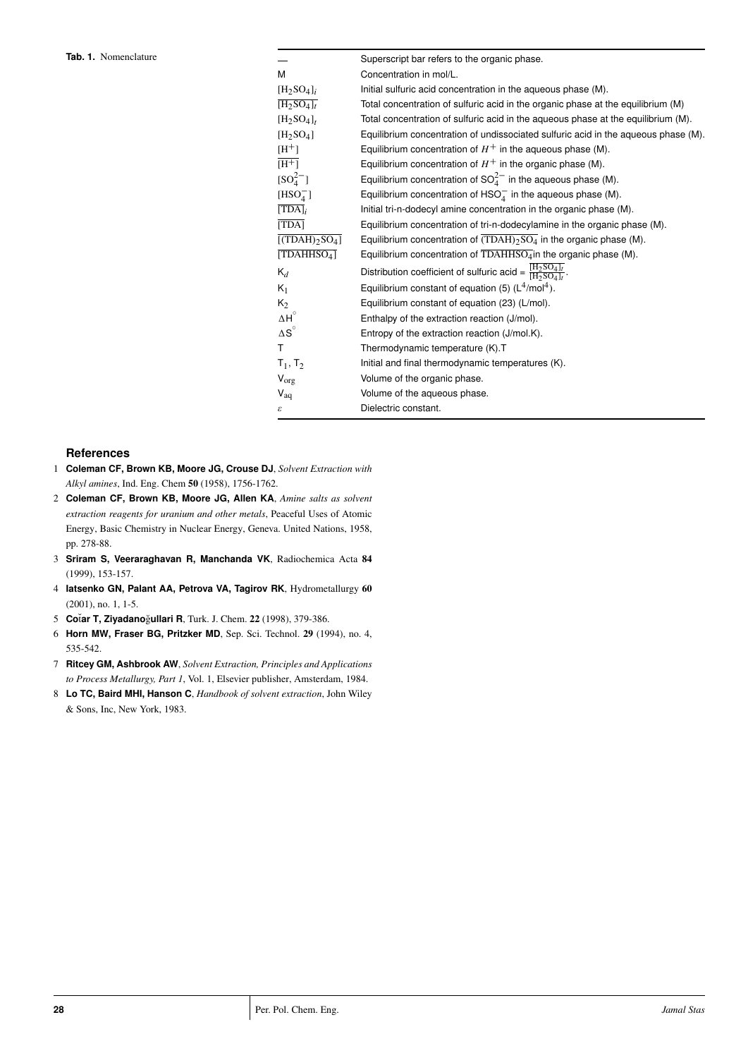**Tab. 1.** Nomenclature

| | |
|---|---|
| — | Superscript bar refers to the organic phase. |
| M | Concentration in mol/L. |
| $[H_2SO_4]_i$ | Initial sulfuric acid concentration in the aqueous phase (M). |
| $\overline{[H_2SO_4]_t}$ | Total concentration of sulfuric acid in the organic phase at the equilibrium (M) |
| $[H_2SO_4]_t$ | Total concentration of sulfuric acid in the aqueous phase at the equilibrium (M). |
| $[H_2SO_4]$ | Equilibrium concentration of undissociated sulfuric acid in the aqueous phase (M). |
| $[H^+]$ | Equilibrium concentration of $H^+$ in the aqueous phase (M). |
| $\overline{[H^+]}$ | Equilibrium concentration of $H^+$ in the organic phase (M). |
| $[SO_4^{2-}]$ | Equilibrium concentration of $SO_4^{2-}$ in the aqueous phase (M). |
| $[HSO_4^-]$ | Equilibrium concentration of $HSO_4^-$ in the aqueous phase (M). |
| $\overline{[TDA]}_i$ | Initial tri-n-dodecyl amine concentration in the organic phase (M). |
| $\overline{[TDA]}$ | Equilibrium concentration of tri-n-dodecylamine in the organic phase (M). |
| $\overline{[(TDAH)_2SO_4]}$ | Equilibrium concentration of $\overline{(TDAH)_2SO_4}$ in the organic phase (M). |
| $\overline{[TDAHHSO_4]}$ | Equilibrium concentration of $\overline{TDAHHSO_4}$in the organic phase (M). |
| $K_d$ | Distribution coefficient of sulfuric acid = $\frac{\overline{[H_2SO_4]_t}}{[H_2SO_4]_t}$. |
| $K_1$ | Equilibrium constant of equation (5) ($L^4/mol^4$). |
| $K_2$ | Equilibrium constant of equation (23) (L/mol). |
| $\Delta H^\circ$ | Enthalpy of the extraction reaction (J/mol). |
| $\Delta S^\circ$ | Entropy of the extraction reaction (J/mol.K). |
| T | Thermodynamic temperature (K).T |
| $T_1$, $T_2$ | Initial and final thermodynamic temperatures (K). |
| $V_{org}$ | Volume of the organic phase. |
| $V_{aq}$ | Volume of the aqueous phase. |
| $\varepsilon$ | Dielectric constant. |

## References

1. **Coleman CF, Brown KB, Moore JG, Crouse DJ**, *Solvent Extraction with Alkyl amines*, Ind. Eng. Chem **50** (1958), 1756-1762.
2. **Coleman CF, Brown KB, Moore JG, Allen KA**, *Amine salts as solvent extraction reagents for uranium and other metals*, Peaceful Uses of Atomic Energy, Basic Chemistry in Nuclear Energy, Geneva. United Nations, 1958, pp. 278-88.
3. **Sriram S, Veeraraghavan R, Manchanda VK**, Radiochemica Acta **84** (1999), 153-157.
4. **Iatsenko GN, Palant AA, Petrova VA, Tagirov RK**, Hydrometallurgy **60** (2001), no. 1, 1-5.
5. **Coşar T, Ziyadanoğullari R**, Turk. J. Chem. **22** (1998), 379-386.
6. **Horn MW, Fraser BG, Pritzker MD**, Sep. Sci. Technol. **29** (1994), no. 4, 535-542.
7. **Ritcey GM, Ashbrook AW**, *Solvent Extraction, Principles and Applications to Process Metallurgy, Part 1*, Vol. 1, Elsevier publisher, Amsterdam, 1984.
8. **Lo TC, Baird MHI, Hanson C**, *Handbook of solvent extraction*, John Wiley & Sons, Inc, New York, 1983.